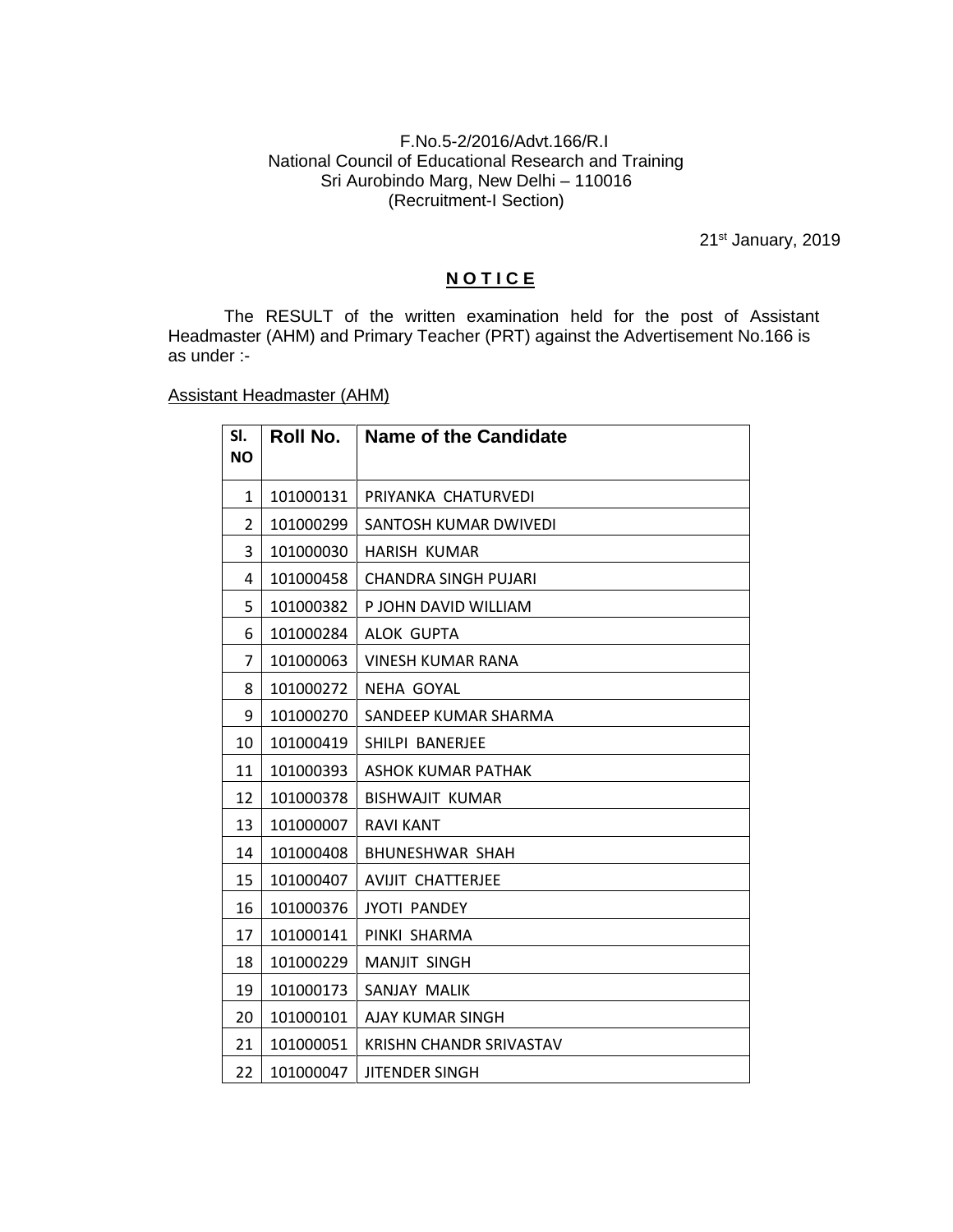F.No.5-2/2016/Advt.166/R.I
National Council of Educational Research and Training
Sri Aurobindo Marg, New Delhi – 110016
(Recruitment-I Section)

21st January, 2019

## N O T I C E

The RESULT of the written examination held for the post of Assistant Headmaster (AHM) and Primary Teacher (PRT) against the Advertisement No.166 is as under :-

Assistant Headmaster (AHM)

| Sl. NO | Roll No. | Name of the Candidate |
|---|---|---|
| 1 | 101000131 | PRIYANKA CHATURVEDI |
| 2 | 101000299 | SANTOSH KUMAR DWIVEDI |
| 3 | 101000030 | HARISH KUMAR |
| 4 | 101000458 | CHANDRA SINGH PUJARI |
| 5 | 101000382 | P JOHN DAVID WILLIAM |
| 6 | 101000284 | ALOK GUPTA |
| 7 | 101000063 | VINESH KUMAR RANA |
| 8 | 101000272 | NEHA GOYAL |
| 9 | 101000270 | SANDEEP KUMAR SHARMA |
| 10 | 101000419 | SHILPI BANERJEE |
| 11 | 101000393 | ASHOK KUMAR PATHAK |
| 12 | 101000378 | BISHWAJIT KUMAR |
| 13 | 101000007 | RAVI KANT |
| 14 | 101000408 | BHUNESHWAR SHAH |
| 15 | 101000407 | AVIJIT CHATTERJEE |
| 16 | 101000376 | JYOTI PANDEY |
| 17 | 101000141 | PINKI SHARMA |
| 18 | 101000229 | MANJIT SINGH |
| 19 | 101000173 | SANJAY MALIK |
| 20 | 101000101 | AJAY KUMAR SINGH |
| 21 | 101000051 | KRISHN CHANDR SRIVASTAV |
| 22 | 101000047 | JITENDER SINGH |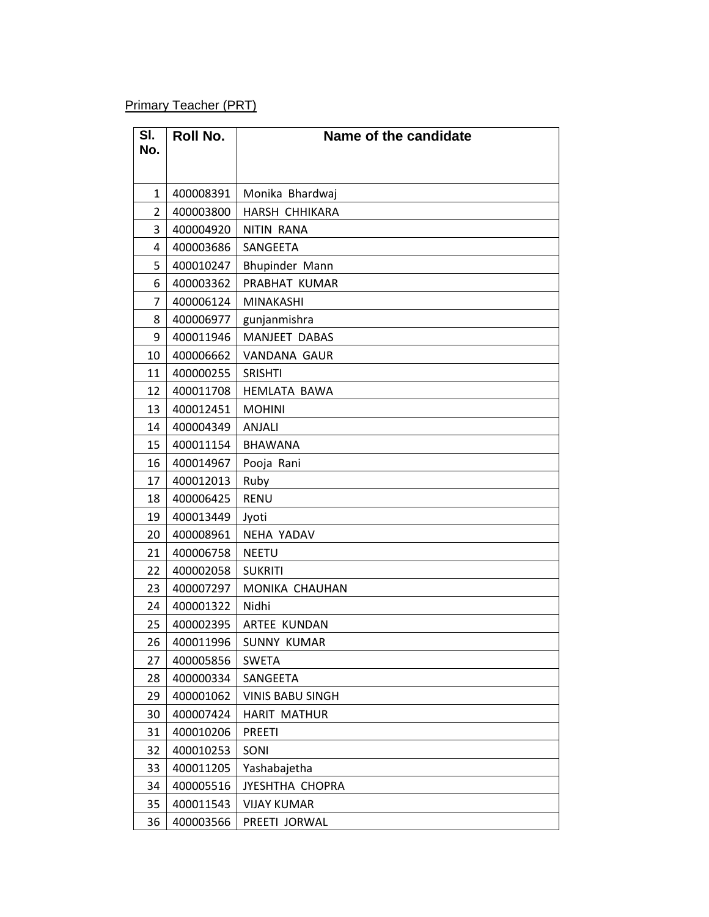Primary Teacher (PRT)

| Sl. No. | Roll No. | Name of the candidate |
|---|---|---|
| 1 | 400008391 | Monika Bhardwaj |
| 2 | 400003800 | HARSH CHHIKARA |
| 3 | 400004920 | NITIN RANA |
| 4 | 400003686 | SANGEETA |
| 5 | 400010247 | Bhupinder Mann |
| 6 | 400003362 | PRABHAT KUMAR |
| 7 | 400006124 | MINAKASHI |
| 8 | 400006977 | gunjanmishra |
| 9 | 400011946 | MANJEET DABAS |
| 10 | 400006662 | VANDANA GAUR |
| 11 | 400000255 | SRISHTI |
| 12 | 400011708 | HEMLATA BAWA |
| 13 | 400012451 | MOHINI |
| 14 | 400004349 | ANJALI |
| 15 | 400011154 | BHAWANA |
| 16 | 400014967 | Pooja Rani |
| 17 | 400012013 | Ruby |
| 18 | 400006425 | RENU |
| 19 | 400013449 | Jyoti |
| 20 | 400008961 | NEHA YADAV |
| 21 | 400006758 | NEETU |
| 22 | 400002058 | SUKRITI |
| 23 | 400007297 | MONIKA CHAUHAN |
| 24 | 400001322 | Nidhi |
| 25 | 400002395 | ARTEE KUNDAN |
| 26 | 400011996 | SUNNY KUMAR |
| 27 | 400005856 | SWETA |
| 28 | 400000334 | SANGEETA |
| 29 | 400001062 | VINIS BABU SINGH |
| 30 | 400007424 | HARIT MATHUR |
| 31 | 400010206 | PREETI |
| 32 | 400010253 | SONI |
| 33 | 400011205 | Yashabajetha |
| 34 | 400005516 | JYESHTHA CHOPRA |
| 35 | 400011543 | VIJAY KUMAR |
| 36 | 400003566 | PREETI JORWAL |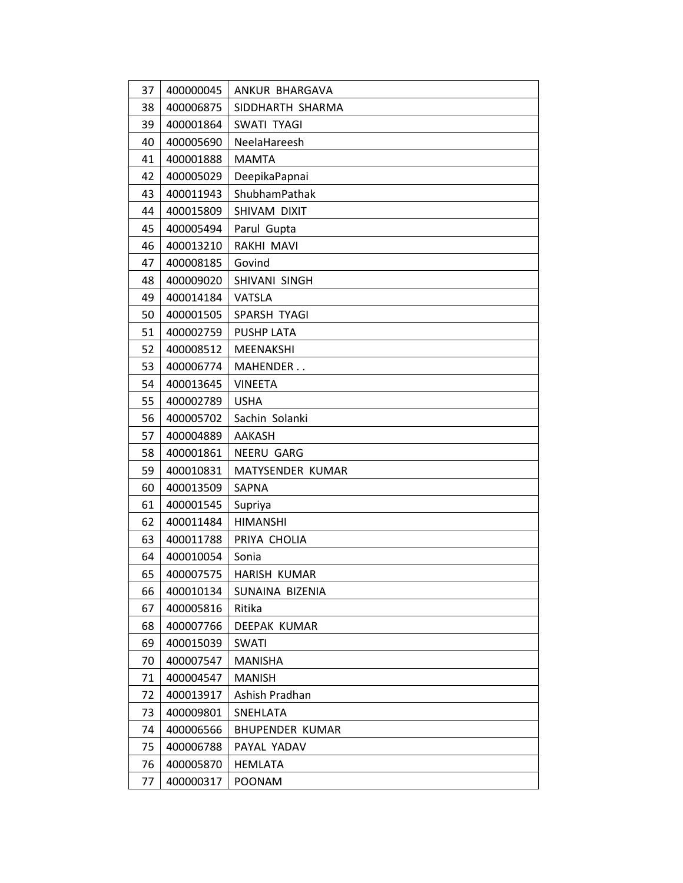| 37 | 400000045 | ANKUR BHARGAVA |
|---|---|---|
| 38 | 400006875 | SIDDHARTH SHARMA |
| 39 | 400001864 | SWATI TYAGI |
| 40 | 400005690 | NeelaHareesh |
| 41 | 400001888 | MAMTA |
| 42 | 400005029 | DeepikaPapnai |
| 43 | 400011943 | ShubhamPathak |
| 44 | 400015809 | SHIVAM DIXIT |
| 45 | 400005494 | Parul Gupta |
| 46 | 400013210 | RAKHI MAVI |
| 47 | 400008185 | Govind |
| 48 | 400009020 | SHIVANI SINGH |
| 49 | 400014184 | VATSLA |
| 50 | 400001505 | SPARSH TYAGI |
| 51 | 400002759 | PUSHP LATA |
| 52 | 400008512 | MEENAKSHI |
| 53 | 400006774 | MAHENDER . . |
| 54 | 400013645 | VINEETA |
| 55 | 400002789 | USHA |
| 56 | 400005702 | Sachin Solanki |
| 57 | 400004889 | AAKASH |
| 58 | 400001861 | NEERU GARG |
| 59 | 400010831 | MATYSENDER KUMAR |
| 60 | 400013509 | SAPNA |
| 61 | 400001545 | Supriya |
| 62 | 400011484 | HIMANSHI |
| 63 | 400011788 | PRIYA CHOLIA |
| 64 | 400010054 | Sonia |
| 65 | 400007575 | HARISH KUMAR |
| 66 | 400010134 | SUNAINA BIZENIA |
| 67 | 400005816 | Ritika |
| 68 | 400007766 | DEEPAK KUMAR |
| 69 | 400015039 | SWATI |
| 70 | 400007547 | MANISHA |
| 71 | 400004547 | MANISH |
| 72 | 400013917 | Ashish Pradhan |
| 73 | 400009801 | SNEHLATA |
| 74 | 400006566 | BHUPENDER KUMAR |
| 75 | 400006788 | PAYAL YADAV |
| 76 | 400005870 | HEMLATA |
| 77 | 400000317 | POONAM |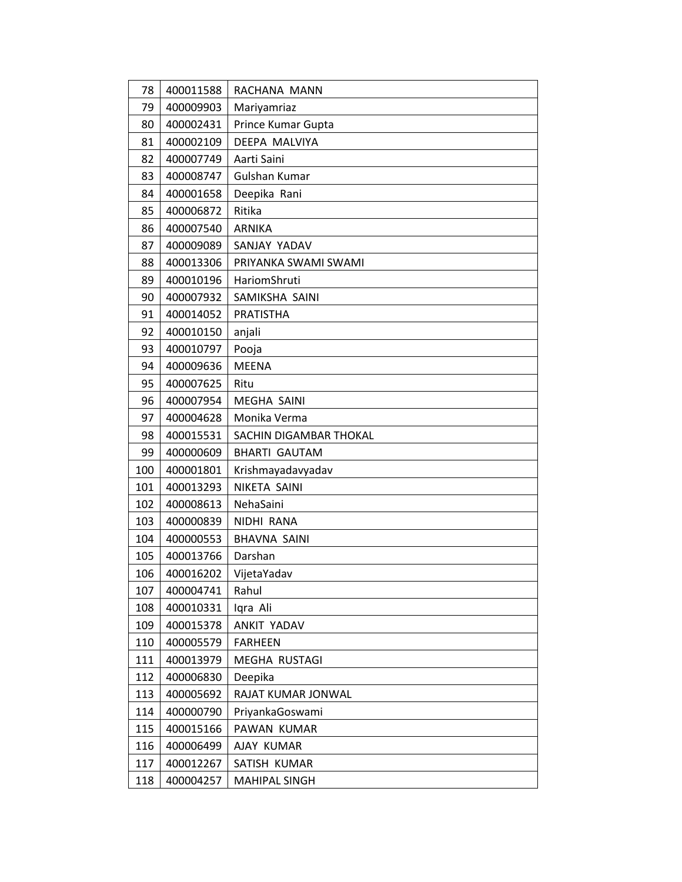| 78 | 400011588 | RACHANA MANN |
|---|---|---|
| 79 | 400009903 | Mariyamriaz |
| 80 | 400002431 | Prince Kumar Gupta |
| 81 | 400002109 | DEEPA MALVIYA |
| 82 | 400007749 | Aarti Saini |
| 83 | 400008747 | Gulshan Kumar |
| 84 | 400001658 | Deepika Rani |
| 85 | 400006872 | Ritika |
| 86 | 400007540 | ARNIKA |
| 87 | 400009089 | SANJAY YADAV |
| 88 | 400013306 | PRIYANKA SWAMI SWAMI |
| 89 | 400010196 | HariomShruti |
| 90 | 400007932 | SAMIKSHA SAINI |
| 91 | 400014052 | PRATISTHA |
| 92 | 400010150 | anjali |
| 93 | 400010797 | Pooja |
| 94 | 400009636 | MEENA |
| 95 | 400007625 | Ritu |
| 96 | 400007954 | MEGHA SAINI |
| 97 | 400004628 | Monika Verma |
| 98 | 400015531 | SACHIN DIGAMBAR THOKAL |
| 99 | 400000609 | BHARTI GAUTAM |
| 100 | 400001801 | Krishmayadavyadav |
| 101 | 400013293 | NIKETA SAINI |
| 102 | 400008613 | NehaSaini |
| 103 | 400000839 | NIDHI RANA |
| 104 | 400000553 | BHAVNA SAINI |
| 105 | 400013766 | Darshan |
| 106 | 400016202 | VijetaYadav |
| 107 | 400004741 | Rahul |
| 108 | 400010331 | Iqra Ali |
| 109 | 400015378 | ANKIT YADAV |
| 110 | 400005579 | FARHEEN |
| 111 | 400013979 | MEGHA RUSTAGI |
| 112 | 400006830 | Deepika |
| 113 | 400005692 | RAJAT KUMAR JONWAL |
| 114 | 400000790 | PriyankaGoswami |
| 115 | 400015166 | PAWAN KUMAR |
| 116 | 400006499 | AJAY KUMAR |
| 117 | 400012267 | SATISH KUMAR |
| 118 | 400004257 | MAHIPAL SINGH |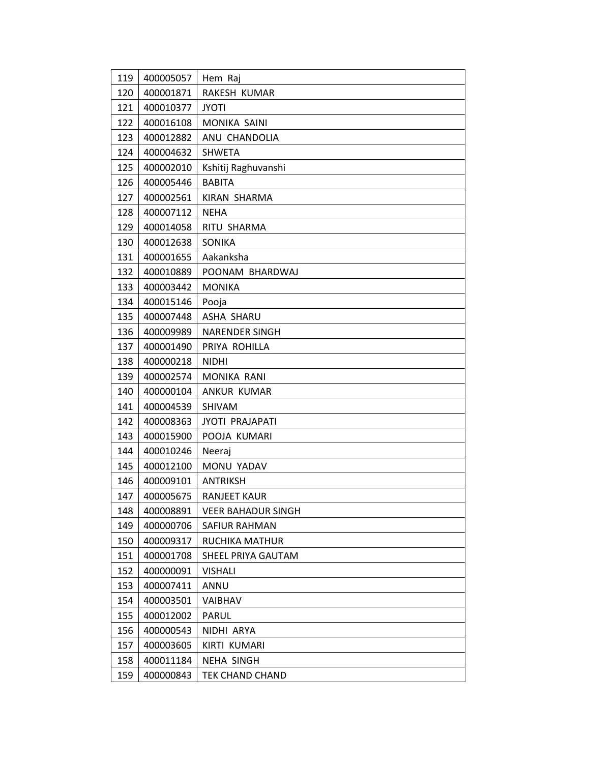| 119 | 400005057 | Hem Raj |
|---|---|---|
| 120 | 400001871 | RAKESH KUMAR |
| 121 | 400010377 | JYOTI |
| 122 | 400016108 | MONIKA SAINI |
| 123 | 400012882 | ANU CHANDOLIA |
| 124 | 400004632 | SHWETA |
| 125 | 400002010 | Kshitij Raghuvanshi |
| 126 | 400005446 | BABITA |
| 127 | 400002561 | KIRAN SHARMA |
| 128 | 400007112 | NEHA |
| 129 | 400014058 | RITU SHARMA |
| 130 | 400012638 | SONIKA |
| 131 | 400001655 | Aakanksha |
| 132 | 400010889 | POONAM BHARDWAJ |
| 133 | 400003442 | MONIKA |
| 134 | 400015146 | Pooja |
| 135 | 400007448 | ASHA SHARU |
| 136 | 400009989 | NARENDER SINGH |
| 137 | 400001490 | PRIYA ROHILLA |
| 138 | 400000218 | NIDHI |
| 139 | 400002574 | MONIKA RANI |
| 140 | 400000104 | ANKUR KUMAR |
| 141 | 400004539 | SHIVAM |
| 142 | 400008363 | JYOTI PRAJAPATI |
| 143 | 400015900 | POOJA KUMARI |
| 144 | 400010246 | Neeraj |
| 145 | 400012100 | MONU YADAV |
| 146 | 400009101 | ANTRIKSH |
| 147 | 400005675 | RANJEET KAUR |
| 148 | 400008891 | VEER BAHADUR SINGH |
| 149 | 400000706 | SAFIUR RAHMAN |
| 150 | 400009317 | RUCHIKA MATHUR |
| 151 | 400001708 | SHEEL PRIYA GAUTAM |
| 152 | 400000091 | VISHALI |
| 153 | 400007411 | ANNU |
| 154 | 400003501 | VAIBHAV |
| 155 | 400012002 | PARUL |
| 156 | 400000543 | NIDHI ARYA |
| 157 | 400003605 | KIRTI KUMARI |
| 158 | 400011184 | NEHA SINGH |
| 159 | 400000843 | TEK CHAND CHAND |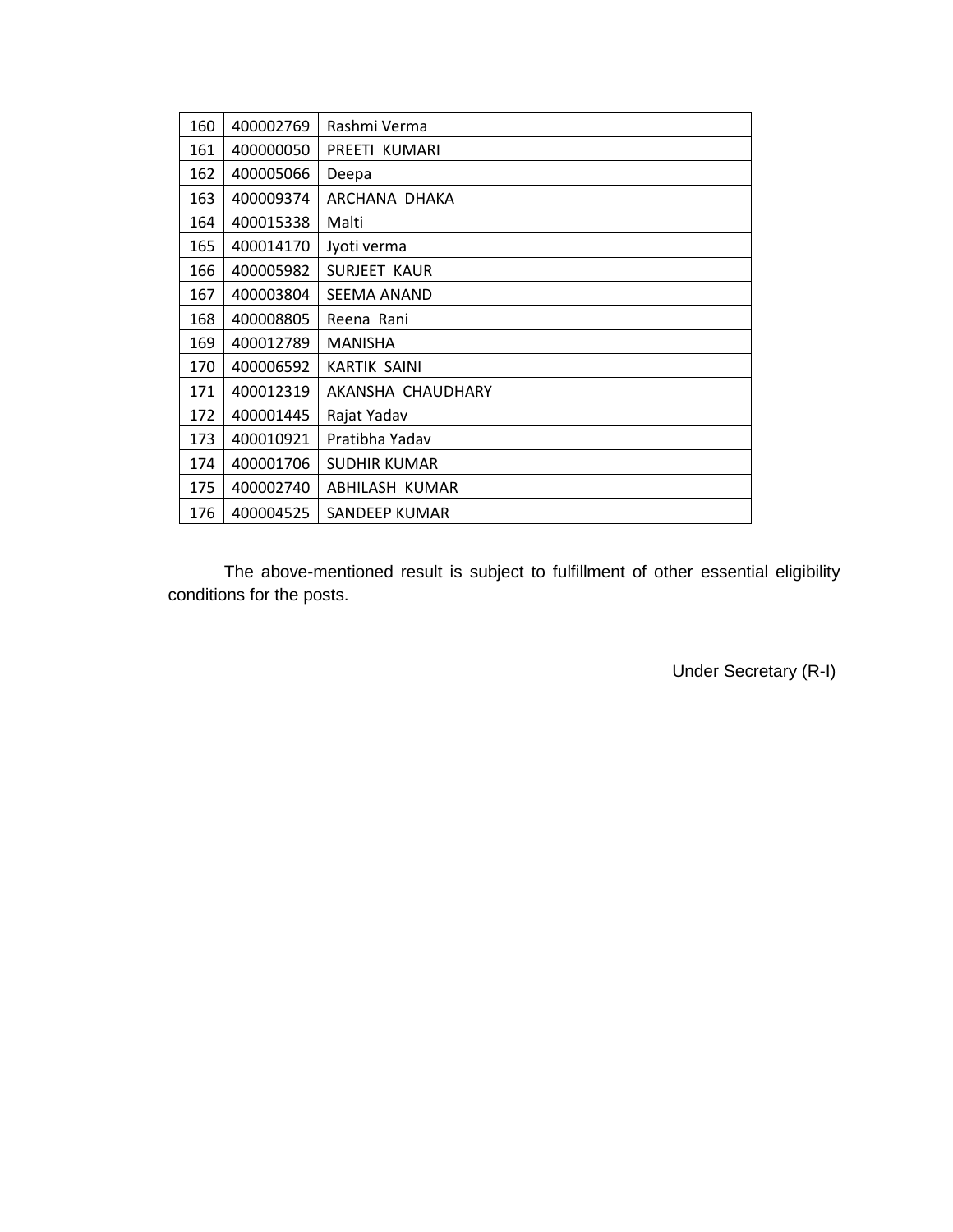| | | |
|---|---|---|
| 160 | 400002769 | Rashmi Verma |
| 161 | 400000050 | PREETI KUMARI |
| 162 | 400005066 | Deepa |
| 163 | 400009374 | ARCHANA DHAKA |
| 164 | 400015338 | Malti |
| 165 | 400014170 | Jyoti verma |
| 166 | 400005982 | SURJEET KAUR |
| 167 | 400003804 | SEEMA ANAND |
| 168 | 400008805 | Reena Rani |
| 169 | 400012789 | MANISHA |
| 170 | 400006592 | KARTIK SAINI |
| 171 | 400012319 | AKANSHA CHAUDHARY |
| 172 | 400001445 | Rajat Yadav |
| 173 | 400010921 | Pratibha Yadav |
| 174 | 400001706 | SUDHIR KUMAR |
| 175 | 400002740 | ABHILASH KUMAR |
| 176 | 400004525 | SANDEEP KUMAR |

The above-mentioned result is subject to fulfillment of other essential eligibility conditions for the posts.

Under Secretary (R-I)